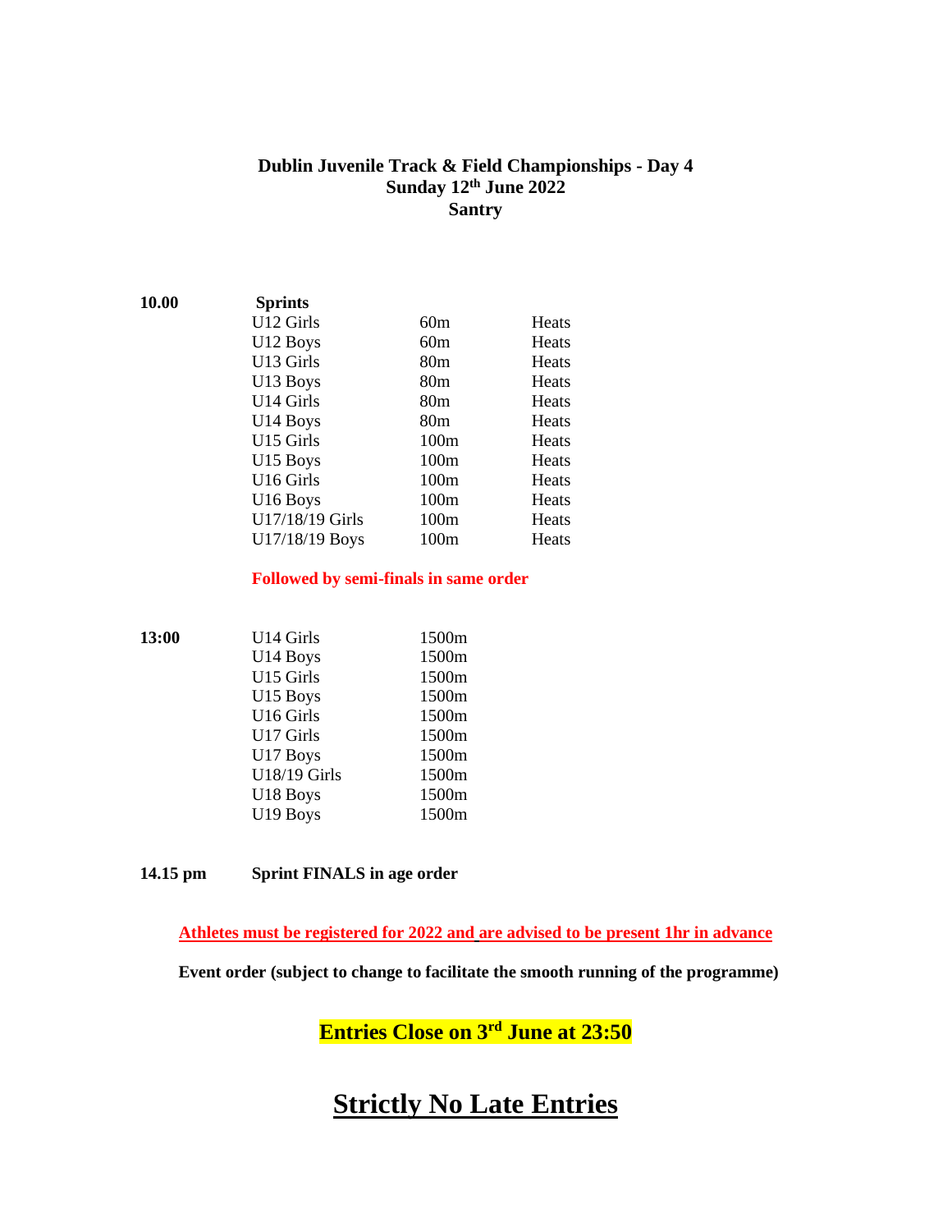**Dublin Juvenile Track & Field Championships - Day 4**
**Sunday 12th June 2022**
**Santry**

| **10.00** | **Sprints** | | |
|---|---|---|---|
| | U12 Girls | 60m | Heats |
| | U12 Boys | 60m | Heats |
| | U13 Girls | 80m | Heats |
| | U13 Boys | 80m | Heats |
| | U14 Girls | 80m | Heats |
| | U14 Boys | 80m | Heats |
| | U15 Girls | 100m | Heats |
| | U15 Boys | 100m | Heats |
| | U16 Girls | 100m | Heats |
| | U16 Boys | 100m | Heats |
| | U17/18/19 Girls | 100m | Heats |
| | U17/18/19 Boys | 100m | Heats |

**Followed by semi-finals in same order**

| **13:00** | U14 Girls | 1500m |
|---|---|---|
| | U14 Boys | 1500m |
| | U15 Girls | 1500m |
| | U15 Boys | 1500m |
| | U16 Girls | 1500m |
| | U17 Girls | 1500m |
| | U17 Boys | 1500m |
| | U18/19 Girls | 1500m |
| | U18 Boys | 1500m |
| | U19 Boys | 1500m |

**14.15 pm** **Sprint FINALS in age order**

**Athletes must be registered for 2022 and are advised to be present 1hr in advance**

**Event order (subject to change to facilitate the smooth running of the programme)**

**Entries Close on 3rd June at 23:50**

# Strictly No Late Entries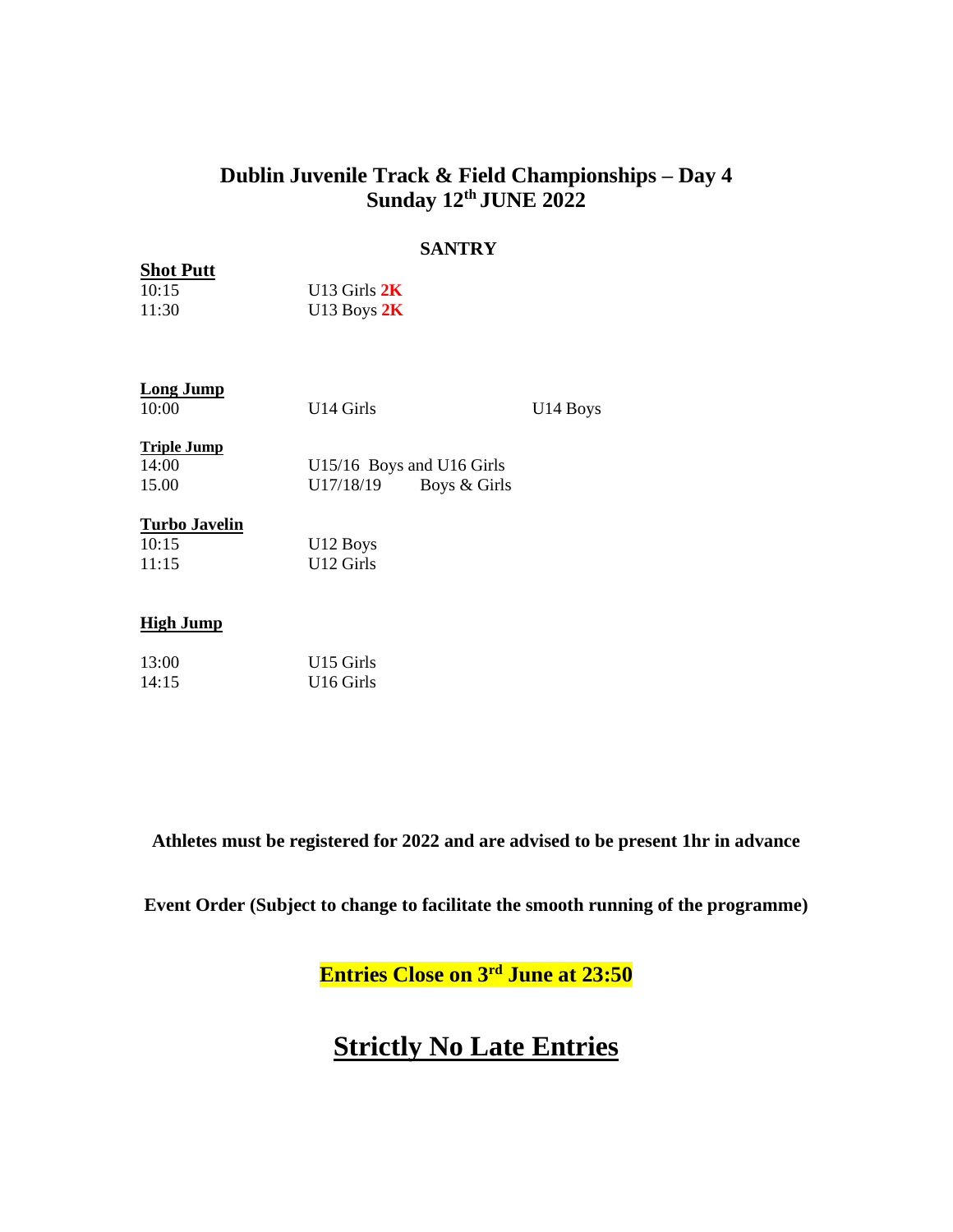# Dublin Juvenile Track & Field Championships – Day 4
## Sunday 12th JUNE 2022

### SANTRY

**Shot Putt**

| | |
|---|---|
| 10:15 | U13 Girls **2K** |
| 11:30 | U13 Boys **2K** |

**Long Jump**

| | | |
|---|---|---|
| 10:00 | U14 Girls | U14 Boys |

**Triple Jump**

| | |
|---|---|
| 14:00 | U15/16 Boys and U16 Girls |
| 15.00 | U17/18/19 Boys & Girls |

**Turbo Javelin**

| | |
|---|---|
| 10:15 | U12 Boys |
| 11:15 | U12 Girls |

**High Jump**

| | |
|---|---|
| 13:00 | U15 Girls |
| 14:15 | U16 Girls |

**Athletes must be registered for 2022 and are advised to be present 1hr in advance**

**Event Order (Subject to change to facilitate the smooth running of the programme)**

**Entries Close on 3rd June at 23:50**

# Strictly No Late Entries